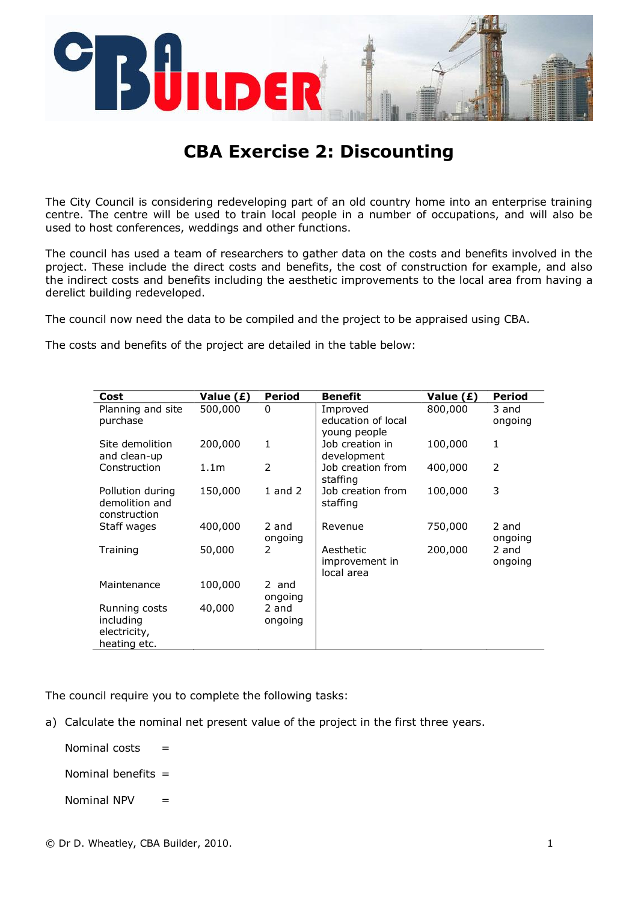# CBA Exercise 2: Discounting

The City Council is considering redeveloping part of an old country home into an enterprise training centre. The centre will be used to train local people in a number of occupations, and will also be used to host conferences, weddings and other functions.

The council has used a team of researchers to gather data on the costs and benefits involved in the project. These include the direct costs and benefits, the cost of construction for example, and also the indirect costs and benefits including the aesthetic improvements to the local area from having a derelict building redeveloped.

The council now need the data to be compiled and the project to be appraised using CBA.

The costs and benefits of the project are detailed in the table below:

| Cost | Value (£) | Period | Benefit | Value (£) | Period |
|---|---|---|---|---|---|
| Planning and site purchase | 500,000 | 0 | Improved education of local young people | 800,000 | 3 and ongoing |
| Site demolition and clean-up | 200,000 | 1 | Job creation in development | 100,000 | 1 |
| Construction | 1.1m | 2 | Job creation from staffing | 400,000 | 2 |
| Pollution during demolition and construction | 150,000 | 1 and 2 | Job creation from staffing | 100,000 | 3 |
| Staff wages | 400,000 | 2 and ongoing | Revenue | 750,000 | 2 and ongoing |
| Training | 50,000 | 2 | Aesthetic improvement in local area | 200,000 | 2 and ongoing |
| Maintenance | 100,000 | 2 and ongoing | | | |
| Running costs including electricity, heating etc. | 40,000 | 2 and ongoing | | | |

The council require you to complete the following tasks:

a) Calculate the nominal net present value of the project in the first three years.

Nominal costs =

Nominal benefits =

Nominal NPV =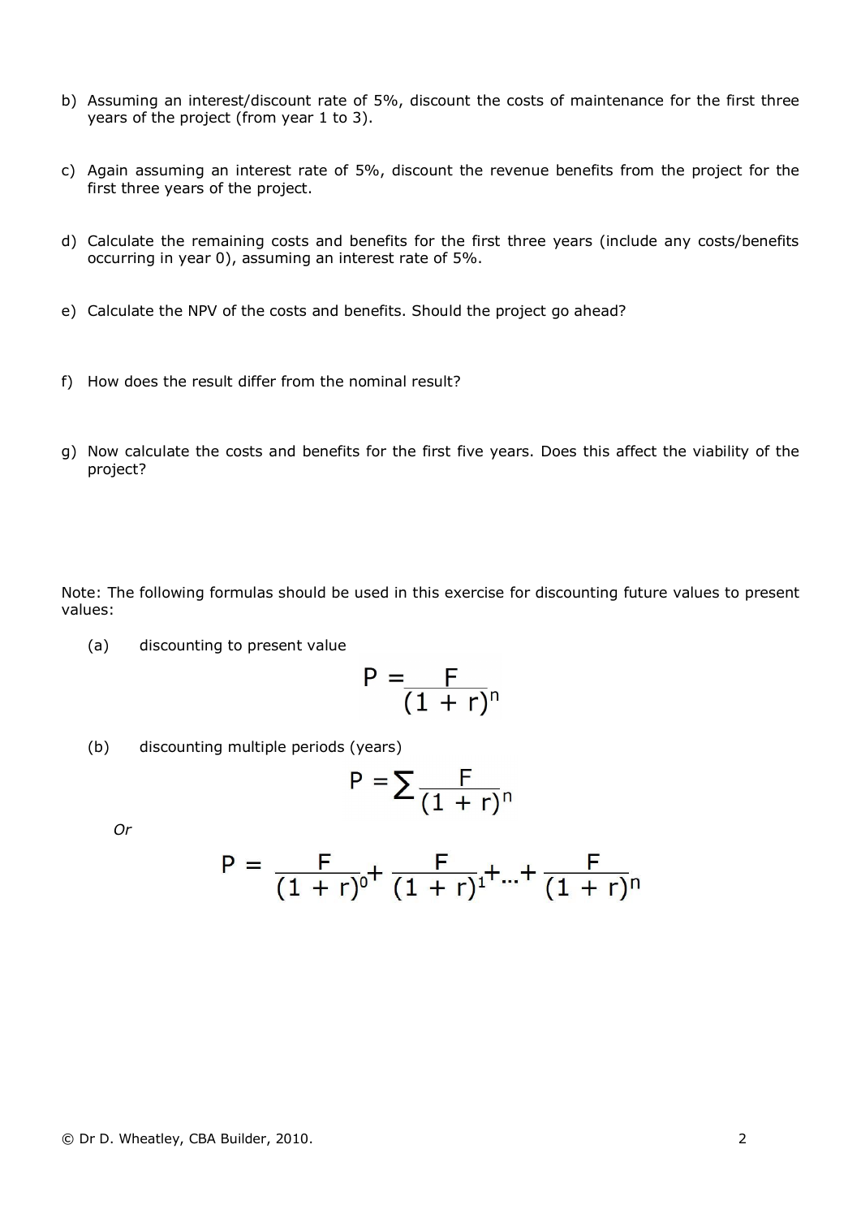b) Assuming an interest/discount rate of 5%, discount the costs of maintenance for the first three years of the project (from year 1 to 3).

c) Again assuming an interest rate of 5%, discount the revenue benefits from the project for the first three years of the project.

d) Calculate the remaining costs and benefits for the first three years (include any costs/benefits occurring in year 0), assuming an interest rate of 5%.

e) Calculate the NPV of the costs and benefits. Should the project go ahead?

f) How does the result differ from the nominal result?

g) Now calculate the costs and benefits for the first five years. Does this affect the viability of the project?

Note: The following formulas should be used in this exercise for discounting future values to present values:

(a) discounting to present value

$$P = \frac{F}{(1 + r)^n}$$

(b) discounting multiple periods (years)

$$P = \sum \frac{F}{(1 + r)^n}$$

*Or*

$$P = \frac{F}{(1 + r)^0} + \frac{F}{(1 + r)^1} + \ldots + \frac{F}{(1 + r)^n}$$

© Dr D. Wheatley, CBA Builder, 2010.